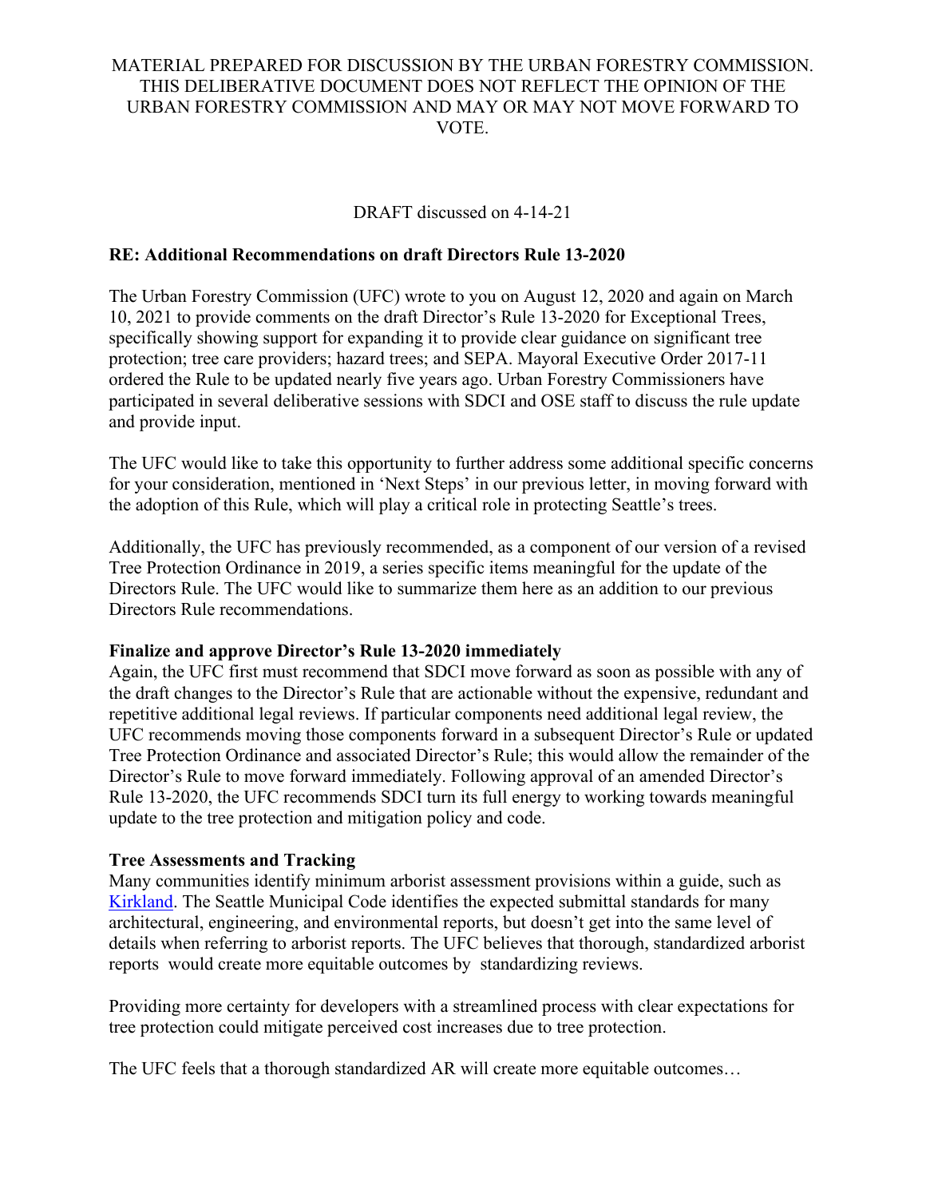MATERIAL PREPARED FOR DISCUSSION BY THE URBAN FORESTRY COMMISSION. THIS DELIBERATIVE DOCUMENT DOES NOT REFLECT THE OPINION OF THE URBAN FORESTRY COMMISSION AND MAY OR MAY NOT MOVE FORWARD TO VOTE.

DRAFT discussed on 4-14-21

**RE: Additional Recommendations on draft Directors Rule 13-2020**

The Urban Forestry Commission (UFC) wrote to you on August 12, 2020 and again on March 10, 2021 to provide comments on the draft Director's Rule 13-2020 for Exceptional Trees, specifically showing support for expanding it to provide clear guidance on significant tree protection; tree care providers; hazard trees; and SEPA. Mayoral Executive Order 2017-11 ordered the Rule to be updated nearly five years ago. Urban Forestry Commissioners have participated in several deliberative sessions with SDCI and OSE staff to discuss the rule update and provide input.

The UFC would like to take this opportunity to further address some additional specific concerns for your consideration, mentioned in 'Next Steps' in our previous letter, in moving forward with the adoption of this Rule, which will play a critical role in protecting Seattle's trees.

Additionally, the UFC has previously recommended, as a component of our version of a revised Tree Protection Ordinance in 2019, a series specific items meaningful for the update of the Directors Rule. The UFC would like to summarize them here as an addition to our previous Directors Rule recommendations.

**Finalize and approve Director's Rule 13-2020 immediately**

Again, the UFC first must recommend that SDCI move forward as soon as possible with any of the draft changes to the Director's Rule that are actionable without the expensive, redundant and repetitive additional legal reviews. If particular components need additional legal review, the UFC recommends moving those components forward in a subsequent Director's Rule or updated Tree Protection Ordinance and associated Director's Rule; this would allow the remainder of the Director's Rule to move forward immediately. Following approval of an amended Director's Rule 13-2020, the UFC recommends SDCI turn its full energy to working towards meaningful update to the tree protection and mitigation policy and code.

**Tree Assessments and Tracking**

Many communities identify minimum arborist assessment provisions within a guide, such as Kirkland. The Seattle Municipal Code identifies the expected submittal standards for many architectural, engineering, and environmental reports, but doesn't get into the same level of details when referring to arborist reports. The UFC believes that thorough, standardized arborist reports would create more equitable outcomes by standardizing reviews.

Providing more certainty for developers with a streamlined process with clear expectations for tree protection could mitigate perceived cost increases due to tree protection.

The UFC feels that a thorough standardized AR will create more equitable outcomes…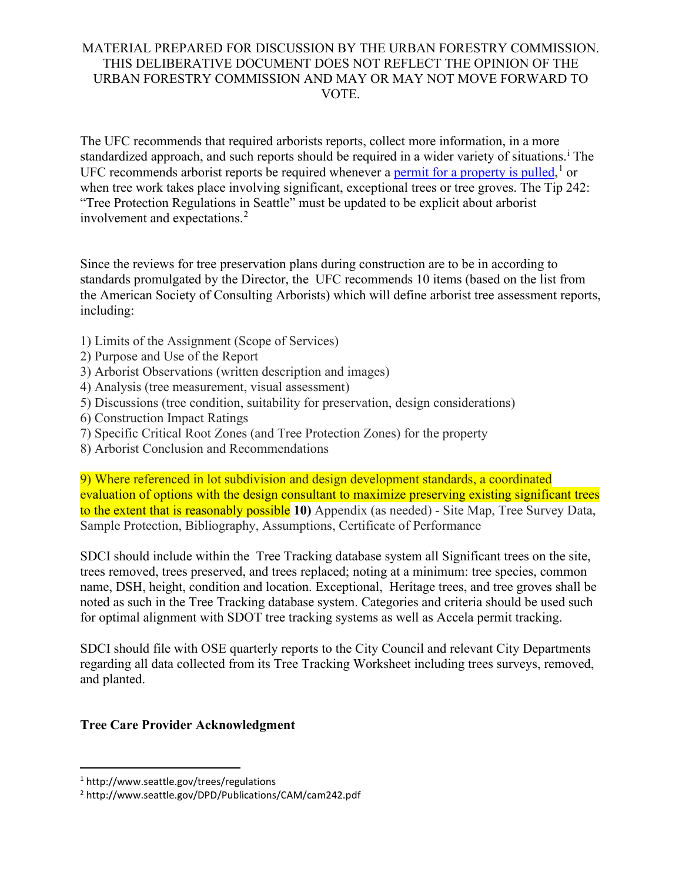MATERIAL PREPARED FOR DISCUSSION BY THE URBAN FORESTRY COMMISSION. THIS DELIBERATIVE DOCUMENT DOES NOT REFLECT THE OPINION OF THE URBAN FORESTRY COMMISSION AND MAY OR MAY NOT MOVE FORWARD TO VOTE.

The UFC recommends that required arborists reports, collect more information, in a more standardized approach, and such reports should be required in a wider variety of situations.[i] The UFC recommends arborist reports be required whenever a [permit for a property is pulled](http://www.seattle.gov/trees/regulations),[1] or when tree work takes place involving significant, exceptional trees or tree groves. The Tip 242: "Tree Protection Regulations in Seattle" must be updated to be explicit about arborist involvement and expectations.[2]

Since the reviews for tree preservation plans during construction are to be in according to standards promulgated by the Director, the UFC recommends 10 items (based on the list from the American Society of Consulting Arborists) which will define arborist tree assessment reports, including:

1) Limits of the Assignment (Scope of Services)
2) Purpose and Use of the Report
3) Arborist Observations (written description and images)
4) Analysis (tree measurement, visual assessment)
5) Discussions (tree condition, suitability for preservation, design considerations)
6) Construction Impact Ratings
7) Specific Critical Root Zones (and Tree Protection Zones) for the property
8) Arborist Conclusion and Recommendations

9) Where referenced in lot subdivision and design development standards, a coordinated evaluation of options with the design consultant to maximize preserving existing significant trees to the extent that is reasonably possible **10)** Appendix (as needed) - Site Map, Tree Survey Data, Sample Protection, Bibliography, Assumptions, Certificate of Performance

SDCI should include within the Tree Tracking database system all Significant trees on the site, trees removed, trees preserved, and trees replaced; noting at a minimum: tree species, common name, DSH, height, condition and location. Exceptional, Heritage trees, and tree groves shall be noted as such in the Tree Tracking database system. Categories and criteria should be used such for optimal alignment with SDOT tree tracking systems as well as Accela permit tracking.

SDCI should file with OSE quarterly reports to the City Council and relevant City Departments regarding all data collected from its Tree Tracking Worksheet including trees surveys, removed, and planted.

**Tree Care Provider Acknowledgment**

---

[1] http://www.seattle.gov/trees/regulations

[2] http://www.seattle.gov/DPD/Publications/CAM/cam242.pdf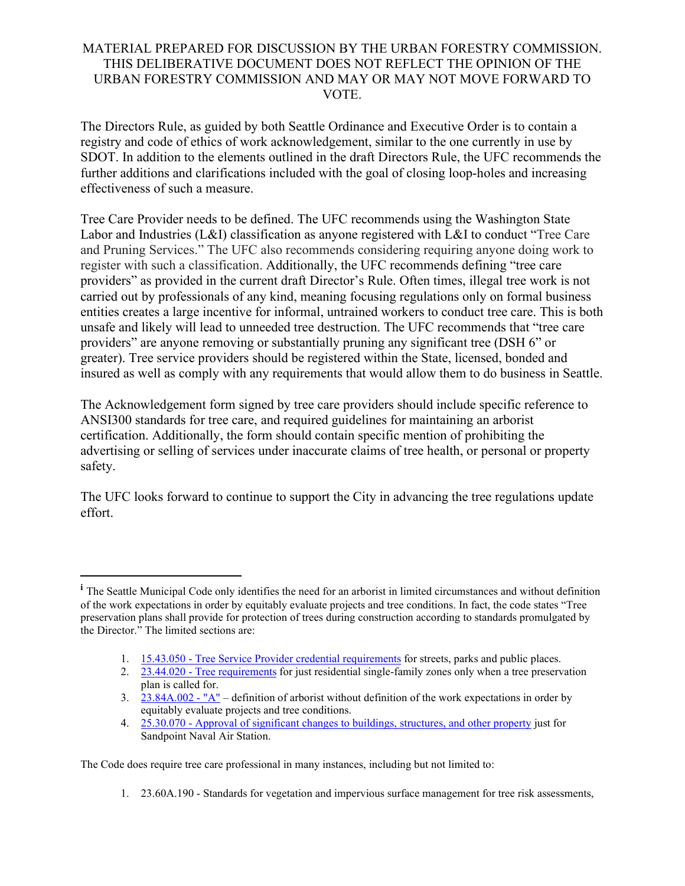MATERIAL PREPARED FOR DISCUSSION BY THE URBAN FORESTRY COMMISSION. THIS DELIBERATIVE DOCUMENT DOES NOT REFLECT THE OPINION OF THE URBAN FORESTRY COMMISSION AND MAY OR MAY NOT MOVE FORWARD TO VOTE.

The Directors Rule, as guided by both Seattle Ordinance and Executive Order is to contain a registry and code of ethics of work acknowledgement, similar to the one currently in use by SDOT. In addition to the elements outlined in the draft Directors Rule, the UFC recommends the further additions and clarifications included with the goal of closing loop-holes and increasing effectiveness of such a measure.

Tree Care Provider needs to be defined. The UFC recommends using the Washington State Labor and Industries (L&I) classification as anyone registered with L&I to conduct "Tree Care and Pruning Services." The UFC also recommends considering requiring anyone doing work to register with such a classification. Additionally, the UFC recommends defining "tree care providers" as provided in the current draft Director's Rule. Often times, illegal tree work is not carried out by professionals of any kind, meaning focusing regulations only on formal business entities creates a large incentive for informal, untrained workers to conduct tree care. This is both unsafe and likely will lead to unneeded tree destruction. The UFC recommends that "tree care providers" are anyone removing or substantially pruning any significant tree (DSH 6" or greater). Tree service providers should be registered within the State, licensed, bonded and insured as well as comply with any requirements that would allow them to do business in Seattle.

The Acknowledgement form signed by tree care providers should include specific reference to ANSI300 standards for tree care, and required guidelines for maintaining an arborist certification. Additionally, the form should contain specific mention of prohibiting the advertising or selling of services under inaccurate claims of tree health, or personal or property safety.

The UFC looks forward to continue to support the City in advancing the tree regulations update effort.

---

[i] The Seattle Municipal Code only identifies the need for an arborist in limited circumstances and without definition of the work expectations in order by equitably evaluate projects and tree conditions. In fact, the code states "Tree preservation plans shall provide for protection of trees during construction according to standards promulgated by the Director." The limited sections are:

1. 15.43.050 - Tree Service Provider credential requirements for streets, parks and public places.
2. 23.44.020 - Tree requirements for just residential single-family zones only when a tree preservation plan is called for.
3. 23.84A.002 - "A" – definition of arborist without definition of the work expectations in order by equitably evaluate projects and tree conditions.
4. 25.30.070 - Approval of significant changes to buildings, structures, and other property just for Sandpoint Naval Air Station.

The Code does require tree care professional in many instances, including but not limited to:

1. 23.60A.190 - Standards for vegetation and impervious surface management for tree risk assessments,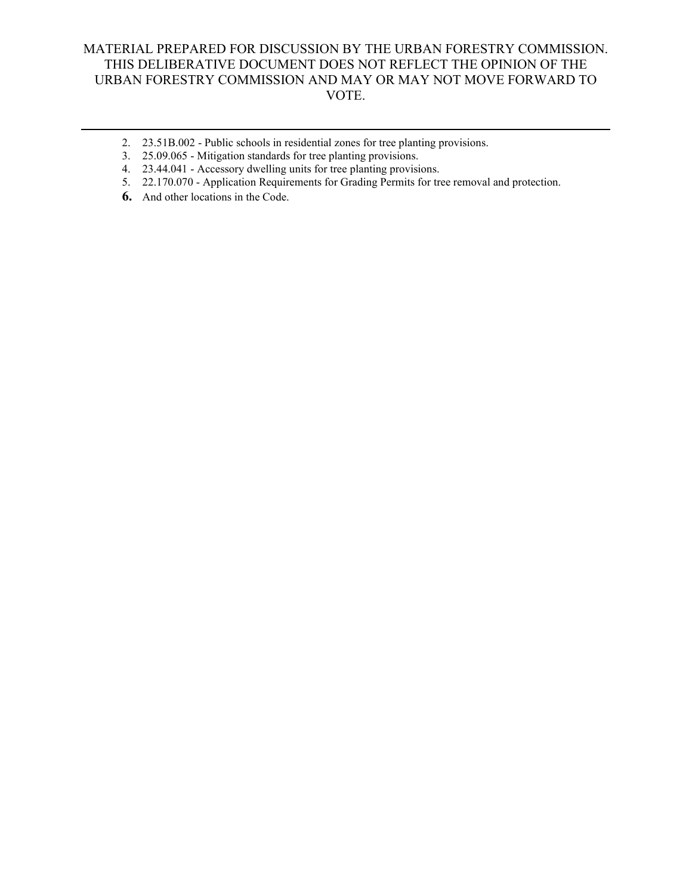2. 23.51B.002 - Public schools in residential zones for tree planting provisions.
3. 25.09.065 - Mitigation standards for tree planting provisions.
4. 23.44.041 - Accessory dwelling units for tree planting provisions.
5. 22.170.070 - Application Requirements for Grading Permits for tree removal and protection.
6. And other locations in the Code.